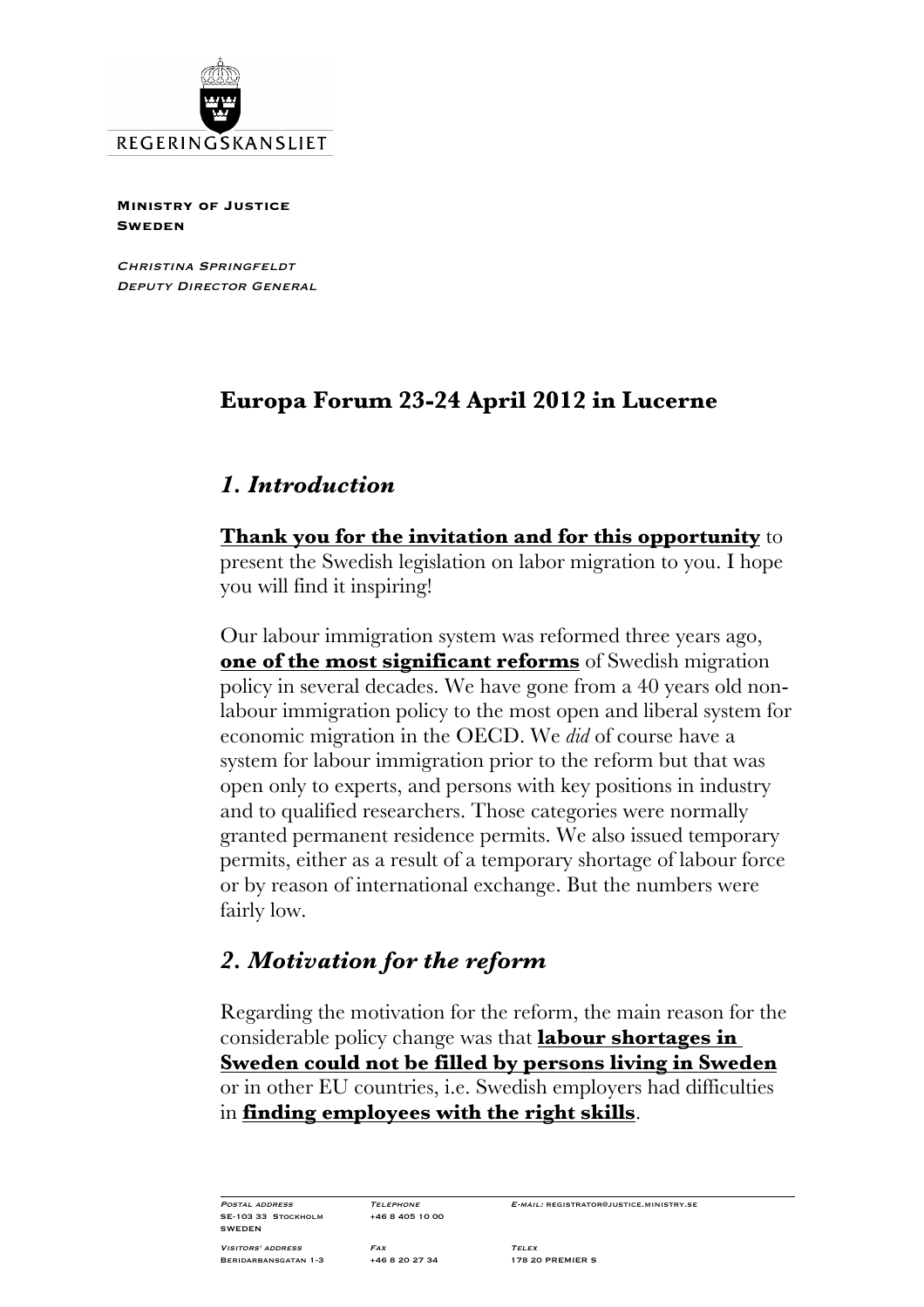REGERINGSKANSLIET

**Ministry of Justice**
**Sweden**

*Christina Springfeldt*
*Deputy Director General*

# Europa Forum 23-24 April 2012 in Lucerne

## *1. Introduction*

**Thank you for the invitation and for this opportunity** to present the Swedish legislation on labor migration to you. I hope you will find it inspiring!

Our labour immigration system was reformed three years ago, **one of the most significant reforms** of Swedish migration policy in several decades. We have gone from a 40 years old non-labour immigration policy to the most open and liberal system for economic migration in the OECD. We *did* of course have a system for labour immigration prior to the reform but that was open only to experts, and persons with key positions in industry and to qualified researchers. Those categories were normally granted permanent residence permits. We also issued temporary permits, either as a result of a temporary shortage of labour force or by reason of international exchange. But the numbers were fairly low.

## *2. Motivation for the reform*

Regarding the motivation for the reform, the main reason for the considerable policy change was that **labour shortages in Sweden could not be filled by persons living in Sweden** or in other EU countries, i.e. Swedish employers had difficulties in **finding employees with the right skills**.

| *Postal address* | *Telephone* | *E-mail:* registrator@justice.ministry.se |
|---|---|---|
| SE-103 33 Stockholm SWEDEN | +46 8 405 10 00 | |
| *Visitors' address* | *Fax* | *Telex* |
| Beridarbansgatan 1-3 | +46 8 20 27 34 | 178 20 PREMIER S |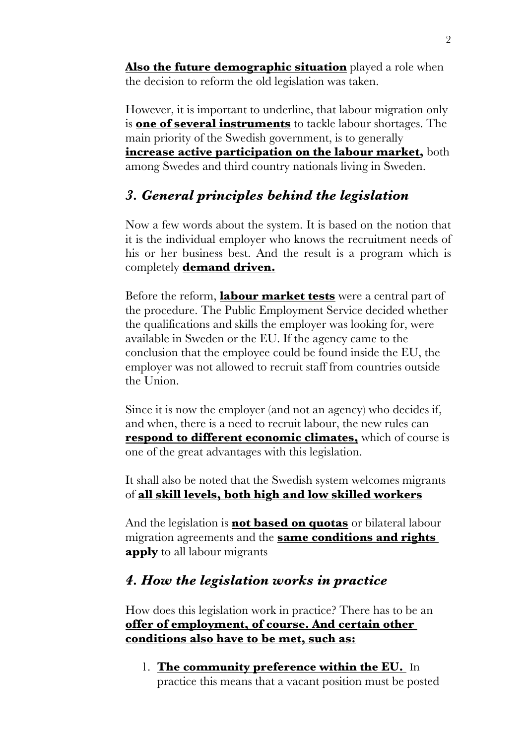**Also the future demographic situation** played a role when the decision to reform the old legislation was taken.

However, it is important to underline, that labour migration only is **one of several instruments** to tackle labour shortages. The main priority of the Swedish government, is to generally **increase active participation on the labour market,** both among Swedes and third country nationals living in Sweden.

## *3. General principles behind the legislation*

Now a few words about the system. It is based on the notion that it is the individual employer who knows the recruitment needs of his or her business best. And the result is a program which is completely **demand driven.**

Before the reform, **labour market tests** were a central part of the procedure. The Public Employment Service decided whether the qualifications and skills the employer was looking for, were available in Sweden or the EU. If the agency came to the conclusion that the employee could be found inside the EU, the employer was not allowed to recruit staff from countries outside the Union.

Since it is now the employer (and not an agency) who decides if, and when, there is a need to recruit labour, the new rules can **respond to different economic climates,** which of course is one of the great advantages with this legislation.

It shall also be noted that the Swedish system welcomes migrants of **all skill levels, both high and low skilled workers**

And the legislation is **not based on quotas** or bilateral labour migration agreements and the **same conditions and rights apply** to all labour migrants

## *4. How the legislation works in practice*

How does this legislation work in practice? There has to be an **offer of employment, of course. And certain other conditions also have to be met, such as:**

1. **The community preference within the EU.** In practice this means that a vacant position must be posted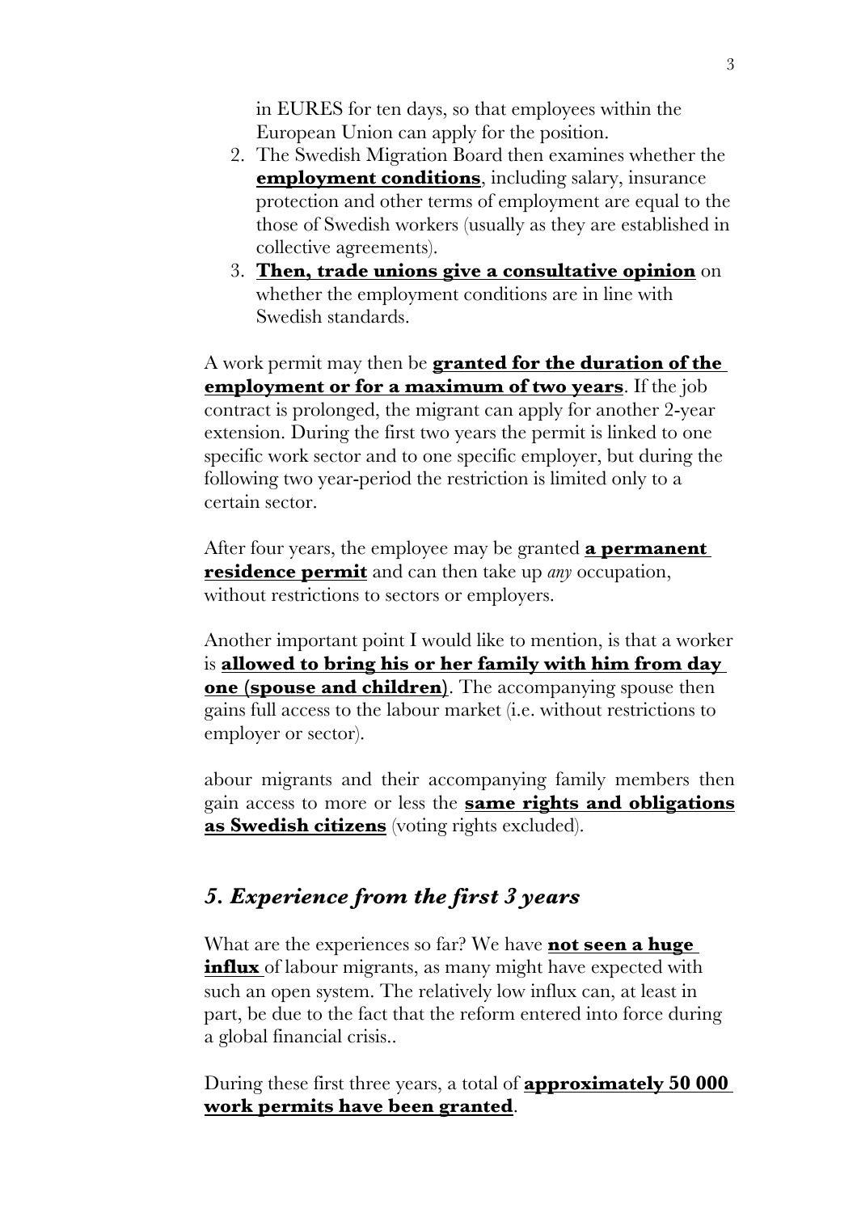in EURES for ten days, so that employees within the European Union can apply for the position.

2. The Swedish Migration Board then examines whether the **employment conditions**, including salary, insurance protection and other terms of employment are equal to the those of Swedish workers (usually as they are established in collective agreements).
3. **Then, trade unions give a consultative opinion** on whether the employment conditions are in line with Swedish standards.

A work permit may then be **granted for the duration of the employment or for a maximum of two years**. If the job contract is prolonged, the migrant can apply for another 2-year extension. During the first two years the permit is linked to one specific work sector and to one specific employer, but during the following two year-period the restriction is limited only to a certain sector.

After four years, the employee may be granted **a permanent residence permit** and can then take up *any* occupation, without restrictions to sectors or employers.

Another important point I would like to mention, is that a worker is **allowed to bring his or her family with him from day one (spouse and children)**. The accompanying spouse then gains full access to the labour market (i.e. without restrictions to employer or sector).

abour migrants and their accompanying family members then gain access to more or less the **same rights and obligations as Swedish citizens** (voting rights excluded).

## *5. Experience from the first 3 years*

What are the experiences so far? We have **not seen a huge influx** of labour migrants, as many might have expected with such an open system. The relatively low influx can, at least in part, be due to the fact that the reform entered into force during a global financial crisis..

During these first three years, a total of **approximately 50 000 work permits have been granted**.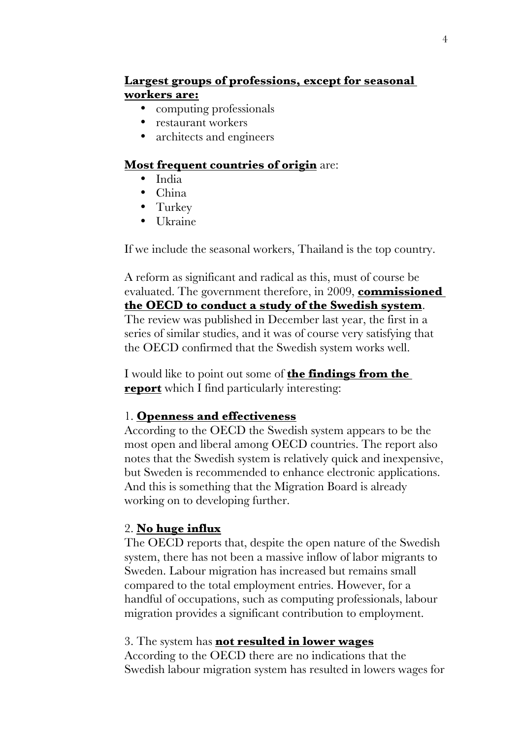**Largest groups of professions, except for seasonal workers are:**

- computing professionals
- restaurant workers
- architects and engineers

**Most frequent countries of origin** are:

- India
- China
- Turkey
- Ukraine

If we include the seasonal workers, Thailand is the top country.

A reform as significant and radical as this, must of course be evaluated. The government therefore, in 2009, **commissioned the OECD to conduct a study of the Swedish system**. The review was published in December last year, the first in a series of similar studies, and it was of course very satisfying that the OECD confirmed that the Swedish system works well.

I would like to point out some of **the findings from the report** which I find particularly interesting:

1. **Openness and effectiveness**
According to the OECD the Swedish system appears to be the most open and liberal among OECD countries. The report also notes that the Swedish system is relatively quick and inexpensive, but Sweden is recommended to enhance electronic applications. And this is something that the Migration Board is already working on to developing further.

2. **No huge influx**
The OECD reports that, despite the open nature of the Swedish system, there has not been a massive inflow of labor migrants to Sweden. Labour migration has increased but remains small compared to the total employment entries. However, for a handful of occupations, such as computing professionals, labour migration provides a significant contribution to employment.

3. The system has **not resulted in lower wages**
According to the OECD there are no indications that the Swedish labour migration system has resulted in lowers wages for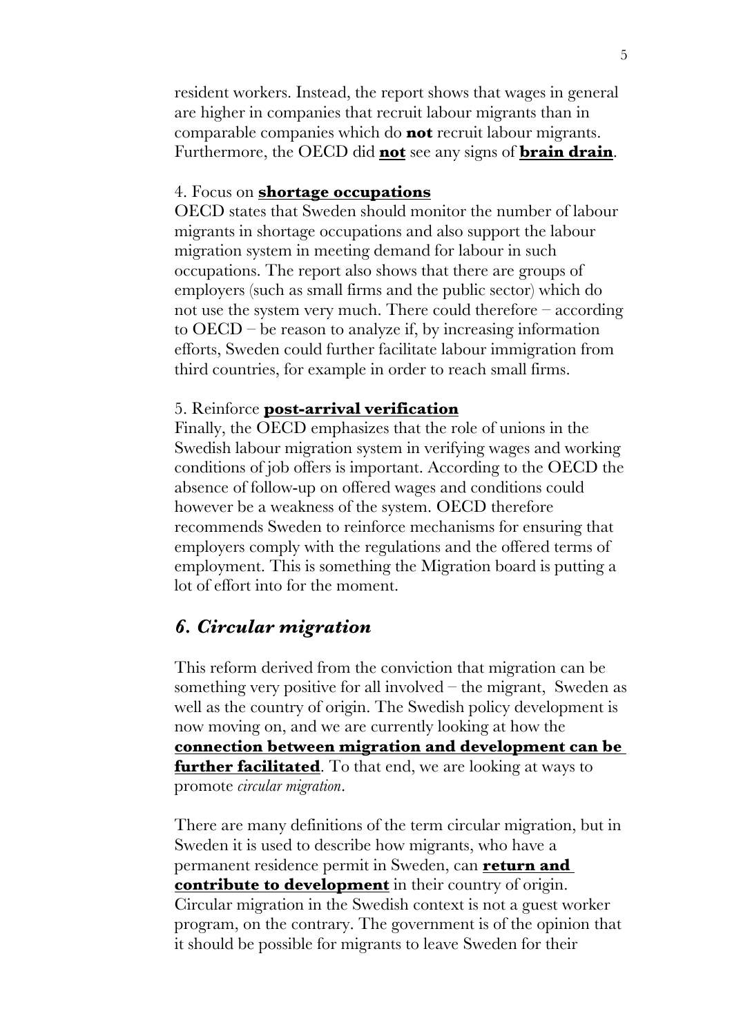resident workers. Instead, the report shows that wages in general are higher in companies that recruit labour migrants than in comparable companies which do **not** recruit labour migrants. Furthermore, the OECD did **<u>not</u>** see any signs of **<u>brain drain</u>**.

4. Focus on **<u>shortage occupations</u>**

OECD states that Sweden should monitor the number of labour migrants in shortage occupations and also support the labour migration system in meeting demand for labour in such occupations. The report also shows that there are groups of employers (such as small firms and the public sector) which do not use the system very much. There could therefore – according to OECD – be reason to analyze if, by increasing information efforts, Sweden could further facilitate labour immigration from third countries, for example in order to reach small firms.

5. Reinforce **<u>post-arrival verification</u>**

Finally, the OECD emphasizes that the role of unions in the Swedish labour migration system in verifying wages and working conditions of job offers is important. According to the OECD the absence of follow-up on offered wages and conditions could however be a weakness of the system. OECD therefore recommends Sweden to reinforce mechanisms for ensuring that employers comply with the regulations and the offered terms of employment. This is something the Migration board is putting a lot of effort into for the moment.

## *6. Circular migration*

This reform derived from the conviction that migration can be something very positive for all involved – the migrant, Sweden as well as the country of origin. The Swedish policy development is now moving on, and we are currently looking at how the **<u>connection between migration and development can be further facilitated</u>**. To that end, we are looking at ways to promote *circular migration*.

There are many definitions of the term circular migration, but in Sweden it is used to describe how migrants, who have a permanent residence permit in Sweden, can **<u>return and contribute to development</u>** in their country of origin. Circular migration in the Swedish context is not a guest worker program, on the contrary. The government is of the opinion that it should be possible for migrants to leave Sweden for their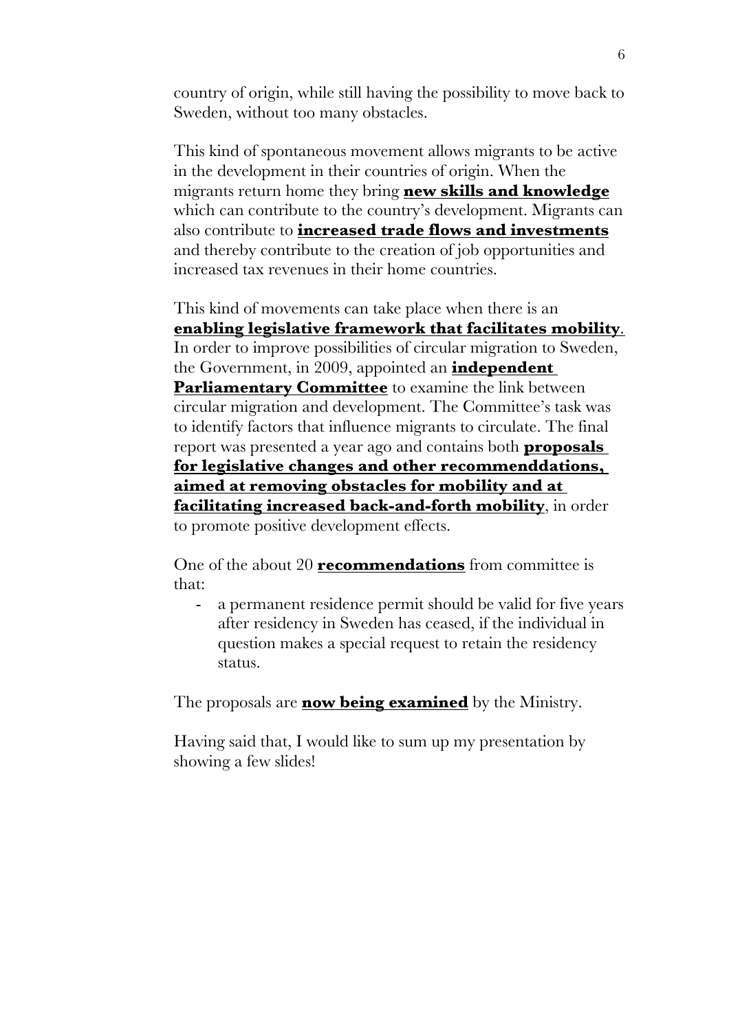country of origin, while still having the possibility to move back to Sweden, without too many obstacles.

This kind of spontaneous movement allows migrants to be active in the development in their countries of origin. When the migrants return home they bring **new skills and knowledge** which can contribute to the country's development. Migrants can also contribute to **increased trade flows and investments** and thereby contribute to the creation of job opportunities and increased tax revenues in their home countries.

This kind of movements can take place when there is an **enabling legislative framework that facilitates mobility**. In order to improve possibilities of circular migration to Sweden, the Government, in 2009, appointed an **independent Parliamentary Committee** to examine the link between circular migration and development. The Committee's task was to identify factors that influence migrants to circulate. The final report was presented a year ago and contains both **proposals for legislative changes and other recommenddations, aimed at removing obstacles for mobility and at facilitating increased back-and-forth mobility**, in order to promote positive development effects.

One of the about 20 **recommendations** from committee is that:

- a permanent residence permit should be valid for five years after residency in Sweden has ceased, if the individual in question makes a special request to retain the residency status.

The proposals are **now being examined** by the Ministry.

Having said that, I would like to sum up my presentation by showing a few slides!